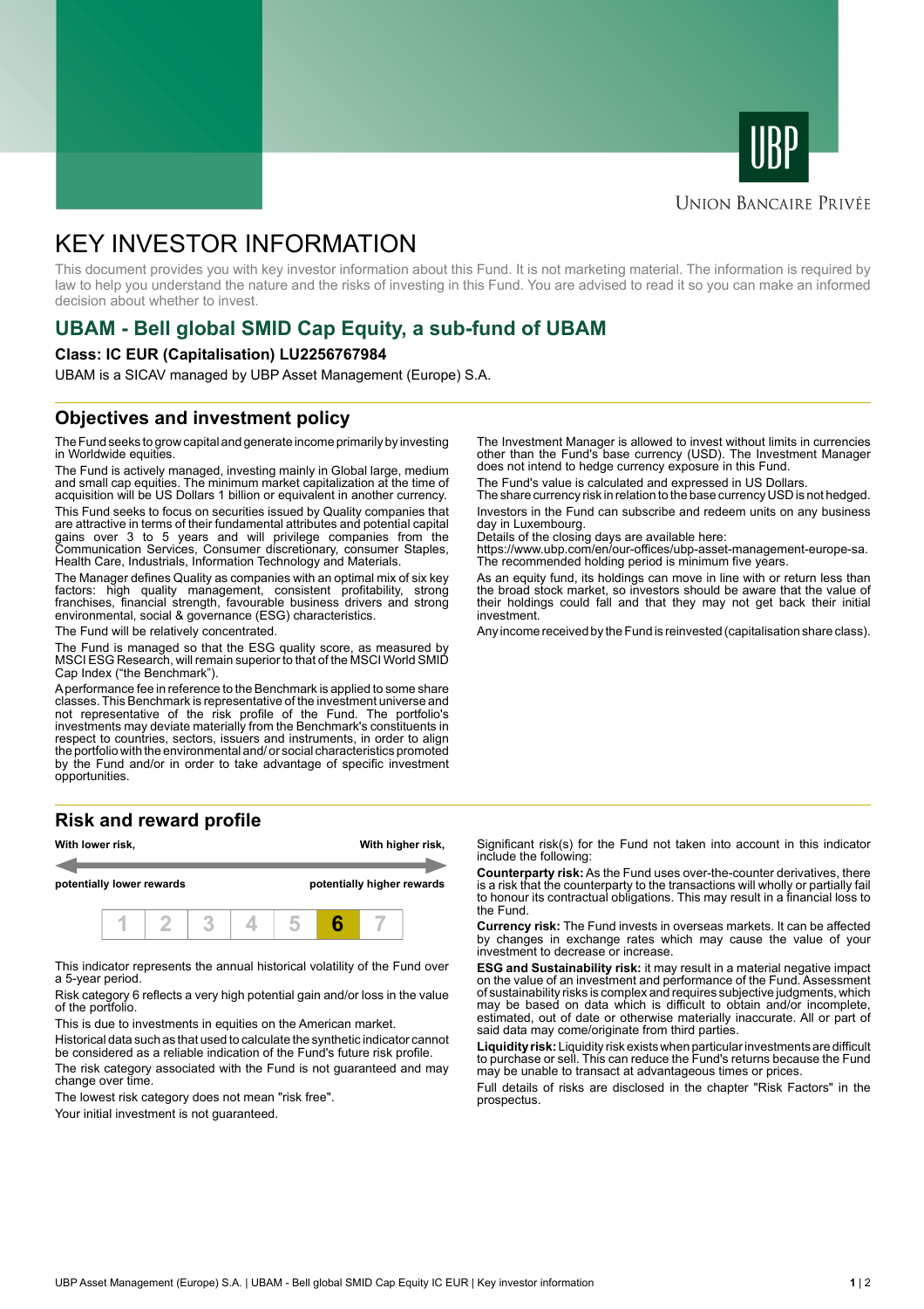UBP

UNION BANCAIRE PRIVÉE

# KEY INVESTOR INFORMATION

This document provides you with key investor information about this Fund. It is not marketing material. The information is required by law to help you understand the nature and the risks of investing in this Fund. You are advised to read it so you can make an informed decision about whether to invest.

## UBAM - Bell global SMID Cap Equity, a sub-fund of UBAM

**Class: IC EUR (Capitalisation) LU2256767984**

UBAM is a SICAV managed by UBP Asset Management (Europe) S.A.

## Objectives and investment policy

The Fund seeks to grow capital and generate income primarily by investing in Worldwide equities.

The Fund is actively managed, investing mainly in Global large, medium and small cap equities. The minimum market capitalization at the time of acquisition will be US Dollars 1 billion or equivalent in another currency.

This Fund seeks to focus on securities issued by Quality companies that are attractive in terms of their fundamental attributes and potential capital gains over 3 to 5 years and will privilege companies from the Communication Services, Consumer discretionary, consumer Staples, Health Care, Industrials, Information Technology and Materials.

The Manager defines Quality as companies with an optimal mix of six key factors: high quality management, consistent profitability, strong franchises, financial strength, favourable business drivers and strong environmental, social & governance (ESG) characteristics.

The Fund will be relatively concentrated.

The Fund is managed so that the ESG quality score, as measured by MSCI ESG Research, will remain superior to that of the MSCI World SMID Cap Index ("the Benchmark").

A performance fee in reference to the Benchmark is applied to some share classes. This Benchmark is representative of the investment universe and not representative of the risk profile of the Fund. The portfolio's investments may deviate materially from the Benchmark's constituents in respect to countries, sectors, issuers and instruments, in order to align the portfolio with the environmental and/ or social characteristics promoted by the Fund and/or in order to take advantage of specific investment opportunities.

The Investment Manager is allowed to invest without limits in currencies other than the Fund's base currency (USD). The Investment Manager does not intend to hedge currency exposure in this Fund.

The Fund's value is calculated and expressed in US Dollars.

The share currency risk in relation to the base currency USD is not hedged.

Investors in the Fund can subscribe and redeem units on any business day in Luxembourg.

Details of the closing days are available here:

https://www.ubp.com/en/our-offices/ubp-asset-management-europe-sa.

The recommended holding period is minimum five years.

As an equity fund, its holdings can move in line with or return less than the broad stock market, so investors should be aware that the value of their holdings could fall and that they may not get back their initial investment.

Any income received by the Fund is reinvested (capitalisation share class).

## Risk and reward profile

| With lower risk, potentially lower rewards | | | | | | With higher risk, potentially higher rewards |
|---|---|---|---|---|---|---|
| 1 | 2 | 3 | 4 | 5 | **6** | 7 |

This indicator represents the annual historical volatility of the Fund over a 5-year period.

Risk category 6 reflects a very high potential gain and/or loss in the value of the portfolio.

This is due to investments in equities on the American market.

Historical data such as that used to calculate the synthetic indicator cannot be considered as a reliable indication of the Fund's future risk profile.

The risk category associated with the Fund is not guaranteed and may change over time.

The lowest risk category does not mean "risk free".

Your initial investment is not guaranteed.

Significant risk(s) for the Fund not taken into account in this indicator include the following:

**Counterparty risk:** As the Fund uses over-the-counter derivatives, there is a risk that the counterparty to the transactions will wholly or partially fail to honour its contractual obligations. This may result in a financial loss to the Fund.

**Currency risk:** The Fund invests in overseas markets. It can be affected by changes in exchange rates which may cause the value of your investment to decrease or increase.

**ESG and Sustainability risk:** it may result in a material negative impact on the value of an investment and performance of the Fund. Assessment of sustainability risks is complex and requires subjective judgments, which may be based on data which is difficult to obtain and/or incomplete, estimated, out of date or otherwise materially inaccurate. All or part of said data may come/originate from third parties.

**Liquidity risk:** Liquidity risk exists when particular investments are difficult to purchase or sell. This can reduce the Fund's returns because the Fund may be unable to transact at advantageous times or prices.

Full details of risks are disclosed in the chapter "Risk Factors" in the prospectus.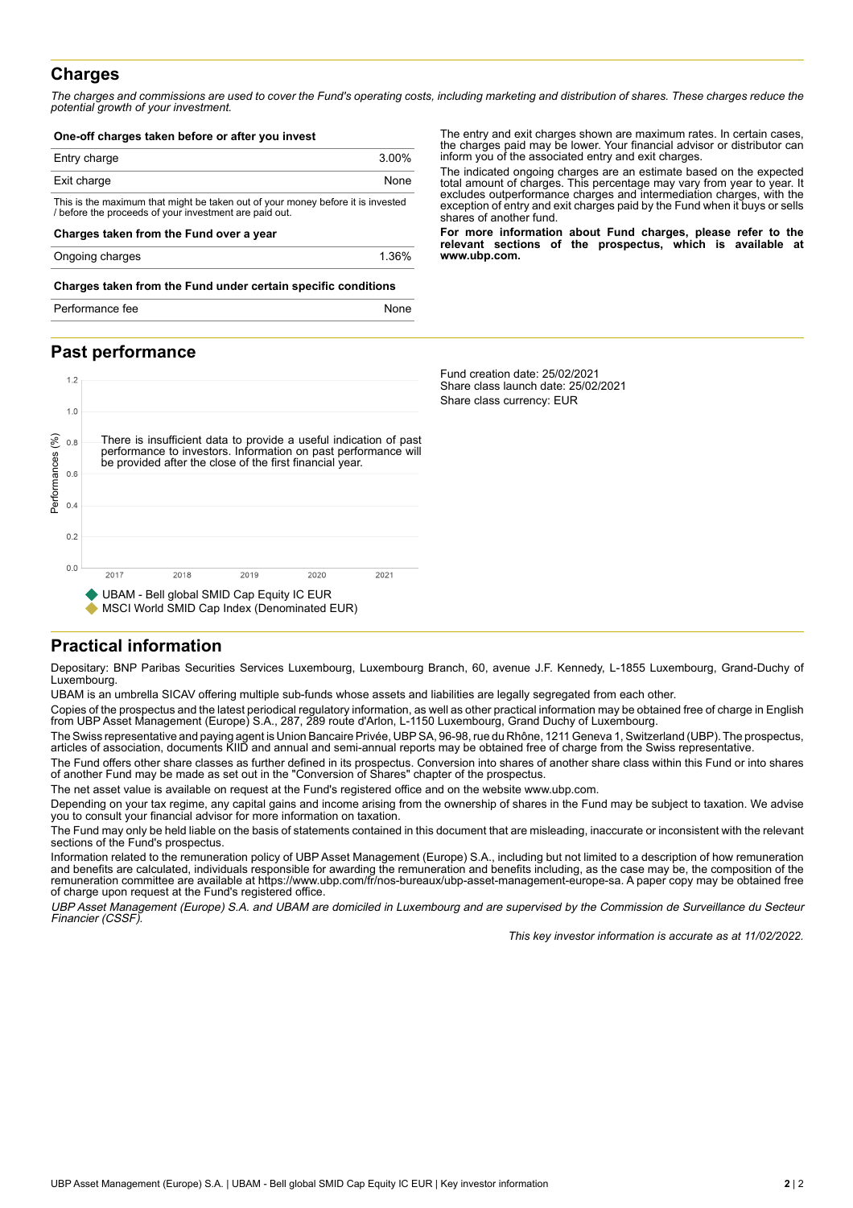## Charges

*The charges and commissions are used to cover the Fund's operating costs, including marketing and distribution of shares. These charges reduce the potential growth of your investment.*

| One-off charges taken before or after you invest | |
|---|---|
| Entry charge | 3.00% |
| Exit charge | None |

This is the maximum that might be taken out of your money before it is invested / before the proceeds of your investment are paid out.

| Charges taken from the Fund over a year | |
|---|---|
| Ongoing charges | 1.36% |

| Charges taken from the Fund under certain specific conditions | |
|---|---|
| Performance fee | None |

The entry and exit charges shown are maximum rates. In certain cases, the charges paid may be lower. Your financial advisor or distributor can inform you of the associated entry and exit charges.

The indicated ongoing charges are an estimate based on the expected total amount of charges. This percentage may vary from year to year. It excludes outperformance charges and intermediation charges, with the exception of entry and exit charges paid by the Fund when it buys or sells shares of another fund.

**For more information about Fund charges, please refer to the relevant sections of the prospectus, which is available at www.ubp.com.**

## Past performance

Performances (%)

1.2
1.0
0.8
0.6
0.4
0.2
0.0

2017 2018 2019 2020 2021

There is insufficient data to provide a useful indication of past performance to investors. Information on past performance will be provided after the close of the first financial year.

UBAM - Bell global SMID Cap Equity IC EUR

MSCI World SMID Cap Index (Denominated EUR)

Fund creation date: 25/02/2021
Share class launch date: 25/02/2021
Share class currency: EUR

## Practical information

Depositary: BNP Paribas Securities Services Luxembourg, Luxembourg Branch, 60, avenue J.F. Kennedy, L-1855 Luxembourg, Grand-Duchy of Luxembourg.

UBAM is an umbrella SICAV offering multiple sub-funds whose assets and liabilities are legally segregated from each other.

Copies of the prospectus and the latest periodical regulatory information, as well as other practical information may be obtained free of charge in English from UBP Asset Management (Europe) S.A., 287, 289 route d'Arlon, L-1150 Luxembourg, Grand Duchy of Luxembourg.

The Swiss representative and paying agent is Union Bancaire Privée, UBP SA, 96-98, rue du Rhône, 1211 Geneva 1, Switzerland (UBP). The prospectus, articles of association, documents KIID and annual and semi-annual reports may be obtained free of charge from the Swiss representative.

The Fund offers other share classes as further defined in its prospectus. Conversion into shares of another share class within this Fund or into shares of another Fund may be made as set out in the "Conversion of Shares" chapter of the prospectus.

The net asset value is available on request at the Fund's registered office and on the website www.ubp.com.

Depending on your tax regime, any capital gains and income arising from the ownership of shares in the Fund may be subject to taxation. We advise you to consult your financial advisor for more information on taxation.

The Fund may only be held liable on the basis of statements contained in this document that are misleading, inaccurate or inconsistent with the relevant sections of the Fund's prospectus.

Information related to the remuneration policy of UBP Asset Management (Europe) S.A., including but not limited to a description of how remuneration and benefits are calculated, individuals responsible for awarding the remuneration and benefits including, as the case may be, the composition of the remuneration committee are available at https://www.ubp.com/fr/nos-bureaux/ubp-asset-management-europe-sa. A paper copy may be obtained free of charge upon request at the Fund's registered office.

*UBP Asset Management (Europe) S.A. and UBAM are domiciled in Luxembourg and are supervised by the Commission de Surveillance du Secteur Financier (CSSF).*

*This key investor information is accurate as at 11/02/2022.*